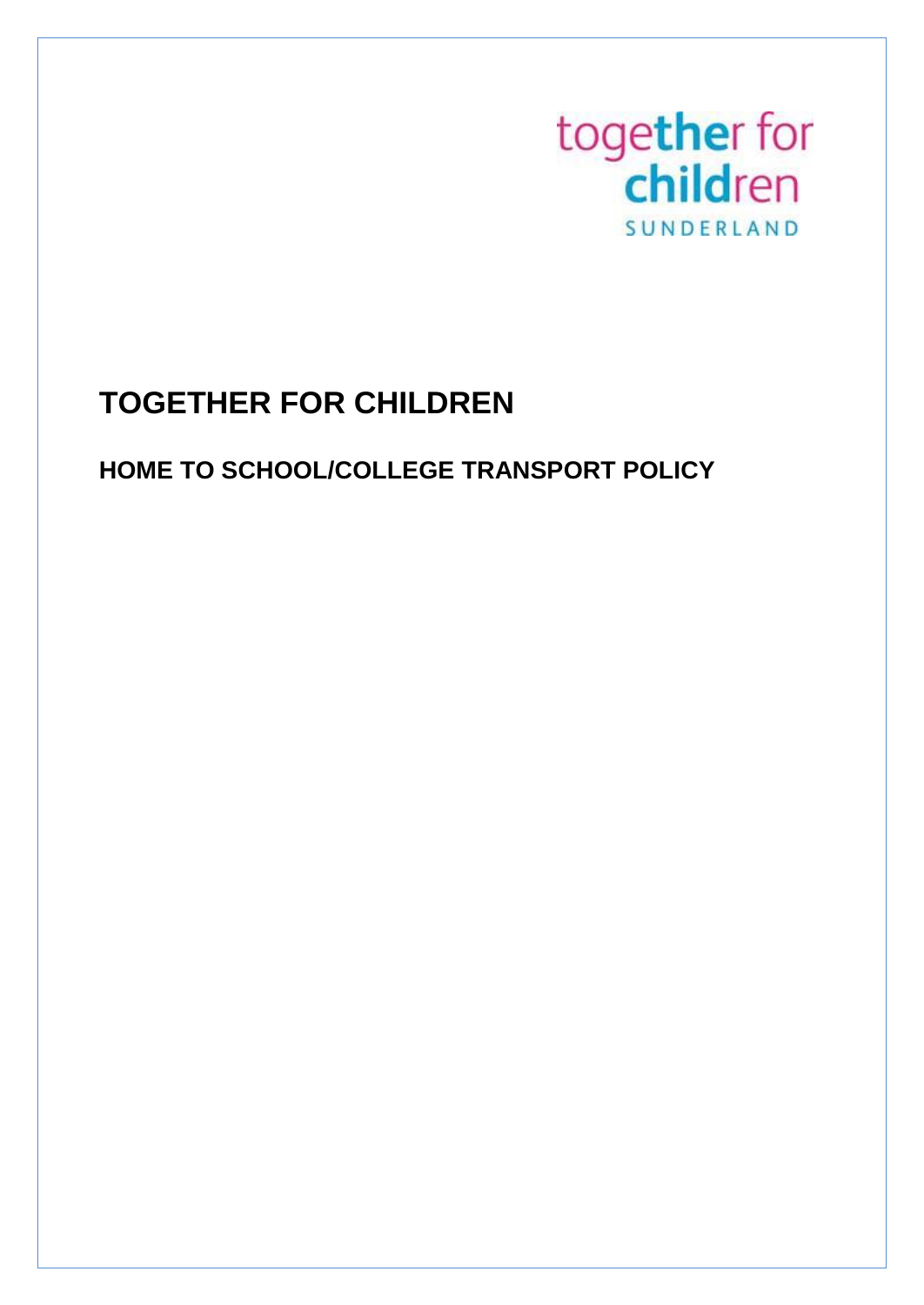together for children

SUNDERLAND

# TOGETHER FOR CHILDREN

## HOME TO SCHOOL/COLLEGE TRANSPORT POLICY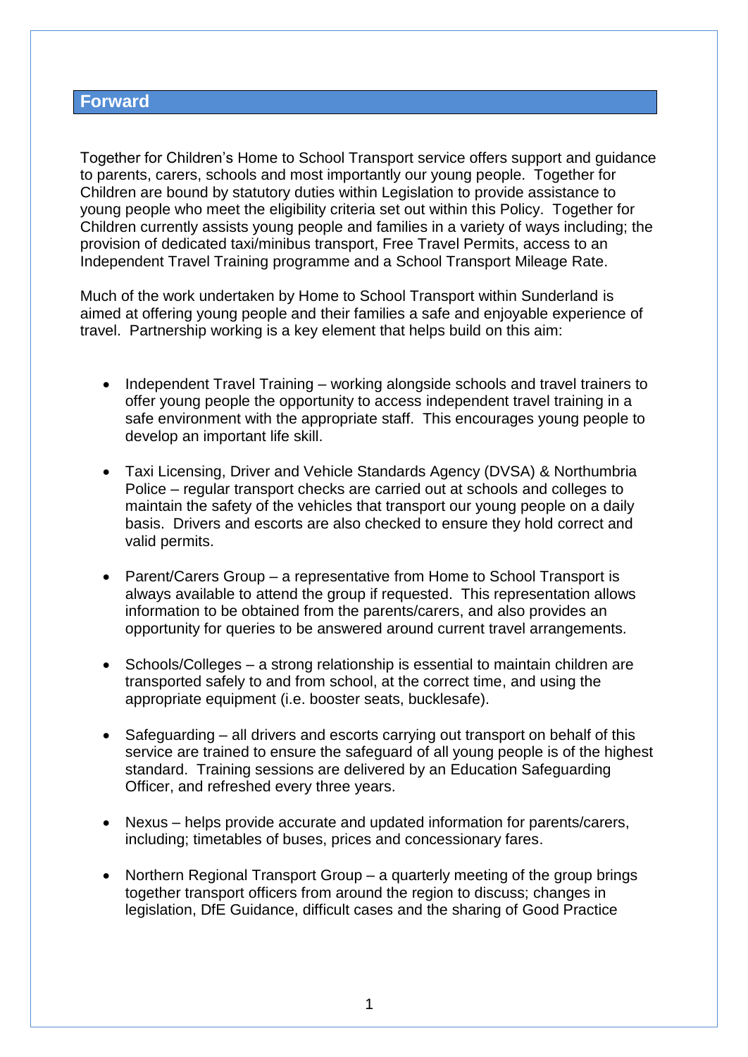## Forward

Together for Children's Home to School Transport service offers support and guidance to parents, carers, schools and most importantly our young people. Together for Children are bound by statutory duties within Legislation to provide assistance to young people who meet the eligibility criteria set out within this Policy. Together for Children currently assists young people and families in a variety of ways including; the provision of dedicated taxi/minibus transport, Free Travel Permits, access to an Independent Travel Training programme and a School Transport Mileage Rate.

Much of the work undertaken by Home to School Transport within Sunderland is aimed at offering young people and their families a safe and enjoyable experience of travel. Partnership working is a key element that helps build on this aim:

- Independent Travel Training – working alongside schools and travel trainers to offer young people the opportunity to access independent travel training in a safe environment with the appropriate staff. This encourages young people to develop an important life skill.

- Taxi Licensing, Driver and Vehicle Standards Agency (DVSA) & Northumbria Police – regular transport checks are carried out at schools and colleges to maintain the safety of the vehicles that transport our young people on a daily basis. Drivers and escorts are also checked to ensure they hold correct and valid permits.

- Parent/Carers Group – a representative from Home to School Transport is always available to attend the group if requested. This representation allows information to be obtained from the parents/carers, and also provides an opportunity for queries to be answered around current travel arrangements.

- Schools/Colleges – a strong relationship is essential to maintain children are transported safely to and from school, at the correct time, and using the appropriate equipment (i.e. booster seats, bucklesafe).

- Safeguarding – all drivers and escorts carrying out transport on behalf of this service are trained to ensure the safeguard of all young people is of the highest standard. Training sessions are delivered by an Education Safeguarding Officer, and refreshed every three years.

- Nexus – helps provide accurate and updated information for parents/carers, including; timetables of buses, prices and concessionary fares.

- Northern Regional Transport Group – a quarterly meeting of the group brings together transport officers from around the region to discuss; changes in legislation, DfE Guidance, difficult cases and the sharing of Good Practice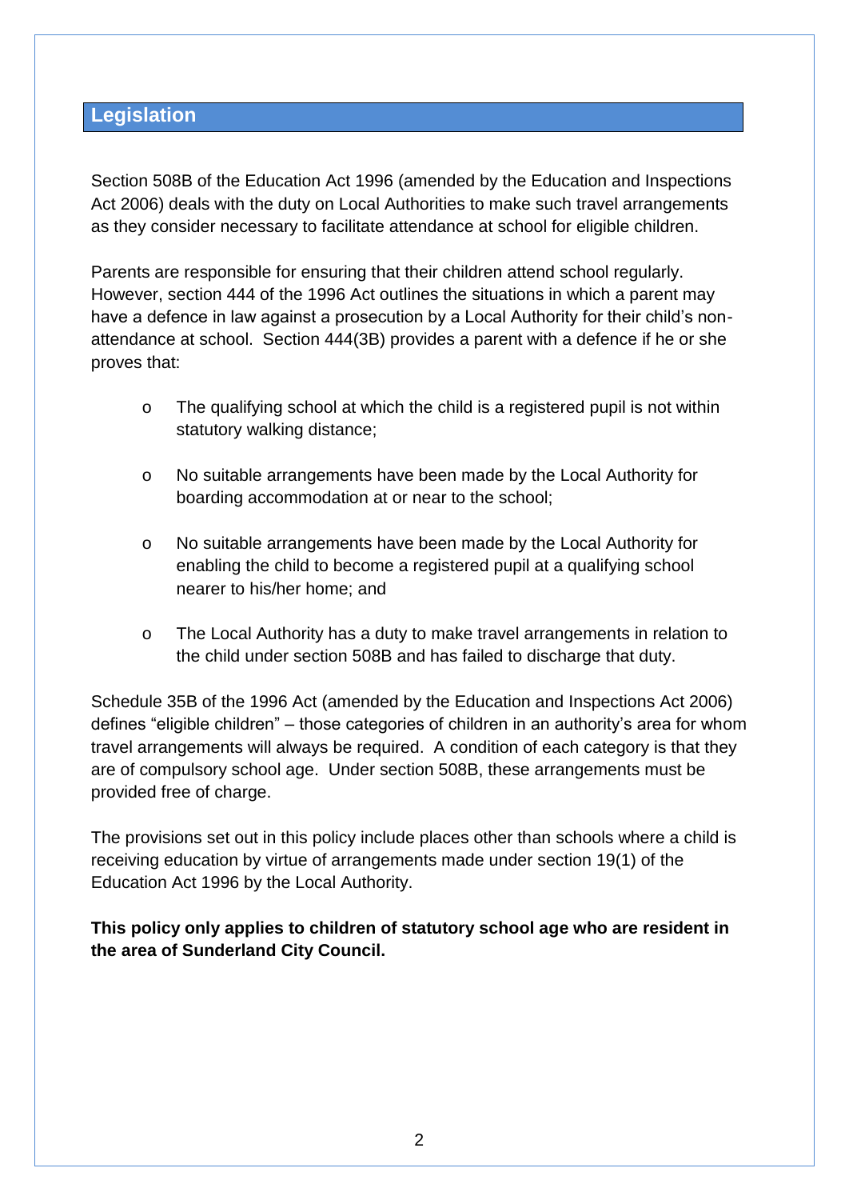## Legislation

Section 508B of the Education Act 1996 (amended by the Education and Inspections Act 2006) deals with the duty on Local Authorities to make such travel arrangements as they consider necessary to facilitate attendance at school for eligible children.

Parents are responsible for ensuring that their children attend school regularly. However, section 444 of the 1996 Act outlines the situations in which a parent may have a defence in law against a prosecution by a Local Authority for their child's non-attendance at school. Section 444(3B) provides a parent with a defence if he or she proves that:

- The qualifying school at which the child is a registered pupil is not within statutory walking distance;
- No suitable arrangements have been made by the Local Authority for boarding accommodation at or near to the school;
- No suitable arrangements have been made by the Local Authority for enabling the child to become a registered pupil at a qualifying school nearer to his/her home; and
- The Local Authority has a duty to make travel arrangements in relation to the child under section 508B and has failed to discharge that duty.

Schedule 35B of the 1996 Act (amended by the Education and Inspections Act 2006) defines "eligible children" – those categories of children in an authority's area for whom travel arrangements will always be required. A condition of each category is that they are of compulsory school age. Under section 508B, these arrangements must be provided free of charge.

The provisions set out in this policy include places other than schools where a child is receiving education by virtue of arrangements made under section 19(1) of the Education Act 1996 by the Local Authority.

**This policy only applies to children of statutory school age who are resident in the area of Sunderland City Council.**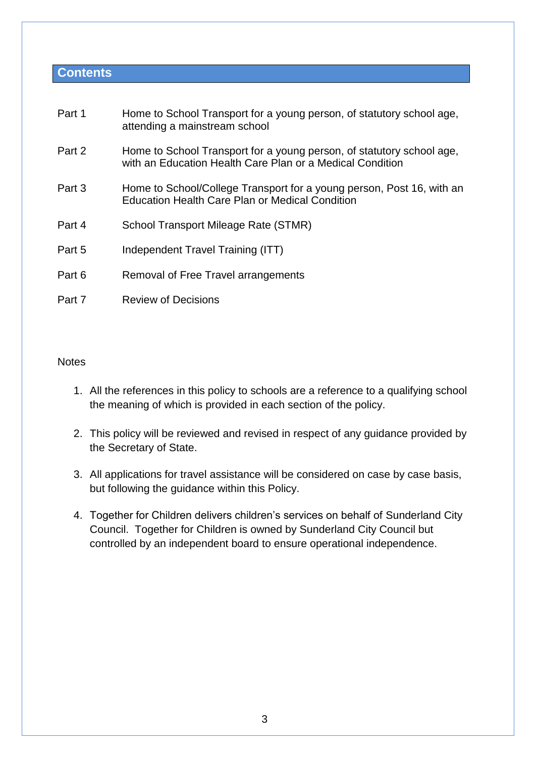## Contents

| | |
|---|---|
| Part 1 | Home to School Transport for a young person, of statutory school age, attending a mainstream school |
| Part 2 | Home to School Transport for a young person, of statutory school age, with an Education Health Care Plan or a Medical Condition |
| Part 3 | Home to School/College Transport for a young person, Post 16, with an Education Health Care Plan or Medical Condition |
| Part 4 | School Transport Mileage Rate (STMR) |
| Part 5 | Independent Travel Training (ITT) |
| Part 6 | Removal of Free Travel arrangements |
| Part 7 | Review of Decisions |

Notes

1. All the references in this policy to schools are a reference to a qualifying school the meaning of which is provided in each section of the policy.

2. This policy will be reviewed and revised in respect of any guidance provided by the Secretary of State.

3. All applications for travel assistance will be considered on case by case basis, but following the guidance within this Policy.

4. Together for Children delivers children's services on behalf of Sunderland City Council. Together for Children is owned by Sunderland City Council but controlled by an independent board to ensure operational independence.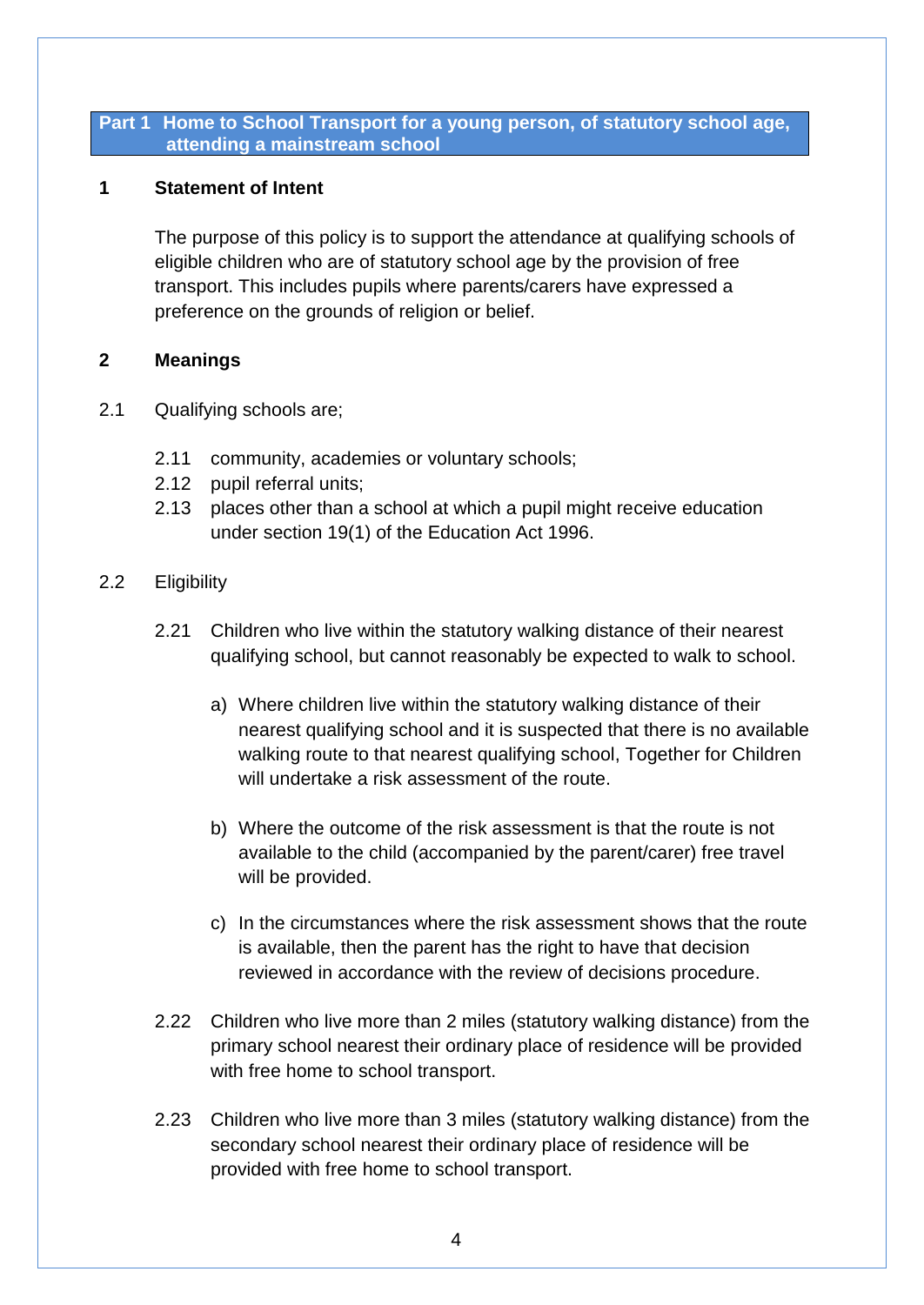## Part 1 Home to School Transport for a young person, of statutory school age, attending a mainstream school

### 1 Statement of Intent

The purpose of this policy is to support the attendance at qualifying schools of eligible children who are of statutory school age by the provision of free transport. This includes pupils where parents/carers have expressed a preference on the grounds of religion or belief.

### 2 Meanings

2.1 Qualifying schools are;

- 2.11 community, academies or voluntary schools;
- 2.12 pupil referral units;
- 2.13 places other than a school at which a pupil might receive education under section 19(1) of the Education Act 1996.

2.2 Eligibility

2.21 Children who live within the statutory walking distance of their nearest qualifying school, but cannot reasonably be expected to walk to school.

a) Where children live within the statutory walking distance of their nearest qualifying school and it is suspected that there is no available walking route to that nearest qualifying school, Together for Children will undertake a risk assessment of the route.

b) Where the outcome of the risk assessment is that the route is not available to the child (accompanied by the parent/carer) free travel will be provided.

c) In the circumstances where the risk assessment shows that the route is available, then the parent has the right to have that decision reviewed in accordance with the review of decisions procedure.

2.22 Children who live more than 2 miles (statutory walking distance) from the primary school nearest their ordinary place of residence will be provided with free home to school transport.

2.23 Children who live more than 3 miles (statutory walking distance) from the secondary school nearest their ordinary place of residence will be provided with free home to school transport.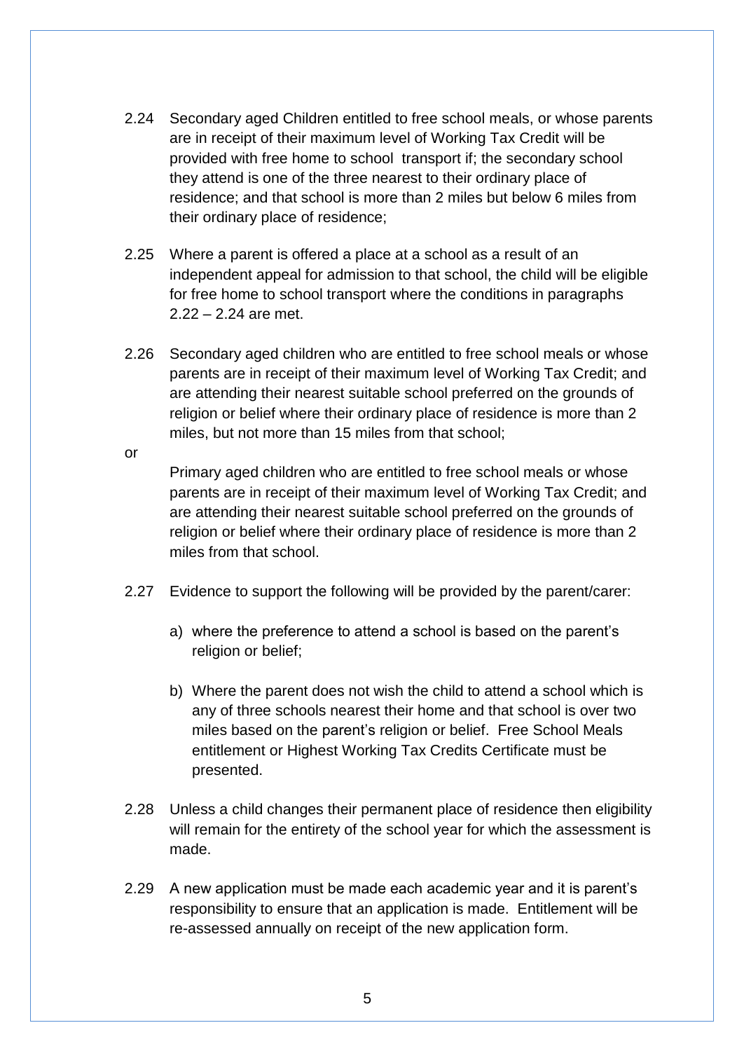2.24 Secondary aged Children entitled to free school meals, or whose parents are in receipt of their maximum level of Working Tax Credit will be provided with free home to school transport if; the secondary school they attend is one of the three nearest to their ordinary place of residence; and that school is more than 2 miles but below 6 miles from their ordinary place of residence;

2.25 Where a parent is offered a place at a school as a result of an independent appeal for admission to that school, the child will be eligible for free home to school transport where the conditions in paragraphs 2.22 – 2.24 are met.

2.26 Secondary aged children who are entitled to free school meals or whose parents are in receipt of their maximum level of Working Tax Credit; and are attending their nearest suitable school preferred on the grounds of religion or belief where their ordinary place of residence is more than 2 miles, but not more than 15 miles from that school;

or

Primary aged children who are entitled to free school meals or whose parents are in receipt of their maximum level of Working Tax Credit; and are attending their nearest suitable school preferred on the grounds of religion or belief where their ordinary place of residence is more than 2 miles from that school.

2.27 Evidence to support the following will be provided by the parent/carer:

a) where the preference to attend a school is based on the parent's religion or belief;

b) Where the parent does not wish the child to attend a school which is any of three schools nearest their home and that school is over two miles based on the parent's religion or belief. Free School Meals entitlement or Highest Working Tax Credits Certificate must be presented.

2.28 Unless a child changes their permanent place of residence then eligibility will remain for the entirety of the school year for which the assessment is made.

2.29 A new application must be made each academic year and it is parent's responsibility to ensure that an application is made. Entitlement will be re-assessed annually on receipt of the new application form.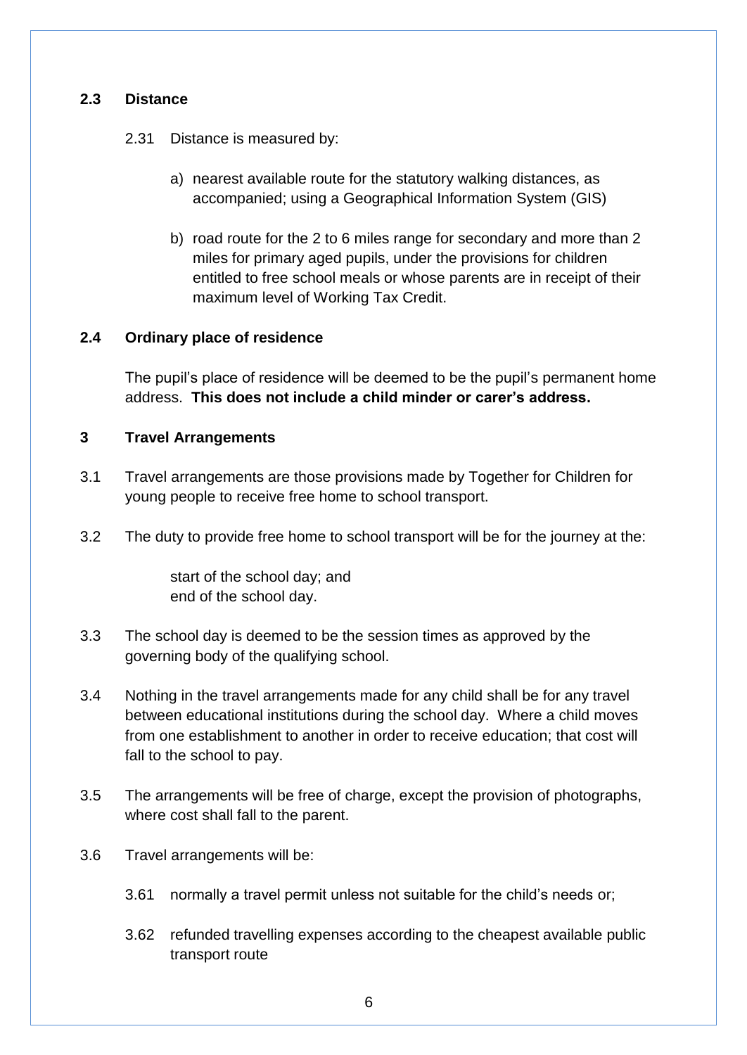## 2.3 Distance

2.31 Distance is measured by:

a) nearest available route for the statutory walking distances, as accompanied; using a Geographical Information System (GIS)

b) road route for the 2 to 6 miles range for secondary and more than 2 miles for primary aged pupils, under the provisions for children entitled to free school meals or whose parents are in receipt of their maximum level of Working Tax Credit.

## 2.4 Ordinary place of residence

The pupil's place of residence will be deemed to be the pupil's permanent home address. **This does not include a child minder or carer's address.**

# 3 Travel Arrangements

3.1 Travel arrangements are those provisions made by Together for Children for young people to receive free home to school transport.

3.2 The duty to provide free home to school transport will be for the journey at the:

start of the school day; and
end of the school day.

3.3 The school day is deemed to be the session times as approved by the governing body of the qualifying school.

3.4 Nothing in the travel arrangements made for any child shall be for any travel between educational institutions during the school day. Where a child moves from one establishment to another in order to receive education; that cost will fall to the school to pay.

3.5 The arrangements will be free of charge, except the provision of photographs, where cost shall fall to the parent.

3.6 Travel arrangements will be:

3.61 normally a travel permit unless not suitable for the child's needs or;

3.62 refunded travelling expenses according to the cheapest available public transport route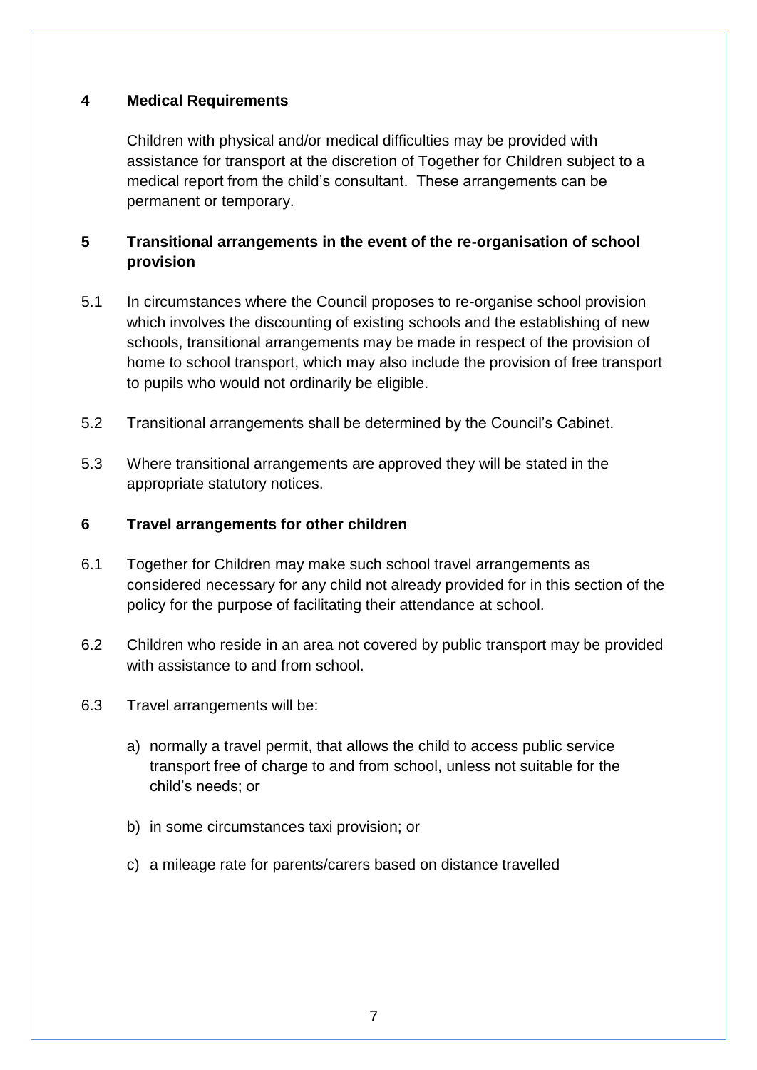## 4 Medical Requirements

Children with physical and/or medical difficulties may be provided with assistance for transport at the discretion of Together for Children subject to a medical report from the child's consultant. These arrangements can be permanent or temporary.

## 5 Transitional arrangements in the event of the re-organisation of school provision

5.1 In circumstances where the Council proposes to re-organise school provision which involves the discounting of existing schools and the establishing of new schools, transitional arrangements may be made in respect of the provision of home to school transport, which may also include the provision of free transport to pupils who would not ordinarily be eligible.

5.2 Transitional arrangements shall be determined by the Council's Cabinet.

5.3 Where transitional arrangements are approved they will be stated in the appropriate statutory notices.

## 6 Travel arrangements for other children

6.1 Together for Children may make such school travel arrangements as considered necessary for any child not already provided for in this section of the policy for the purpose of facilitating their attendance at school.

6.2 Children who reside in an area not covered by public transport may be provided with assistance to and from school.

6.3 Travel arrangements will be:

a) normally a travel permit, that allows the child to access public service transport free of charge to and from school, unless not suitable for the child's needs; or

b) in some circumstances taxi provision; or

c) a mileage rate for parents/carers based on distance travelled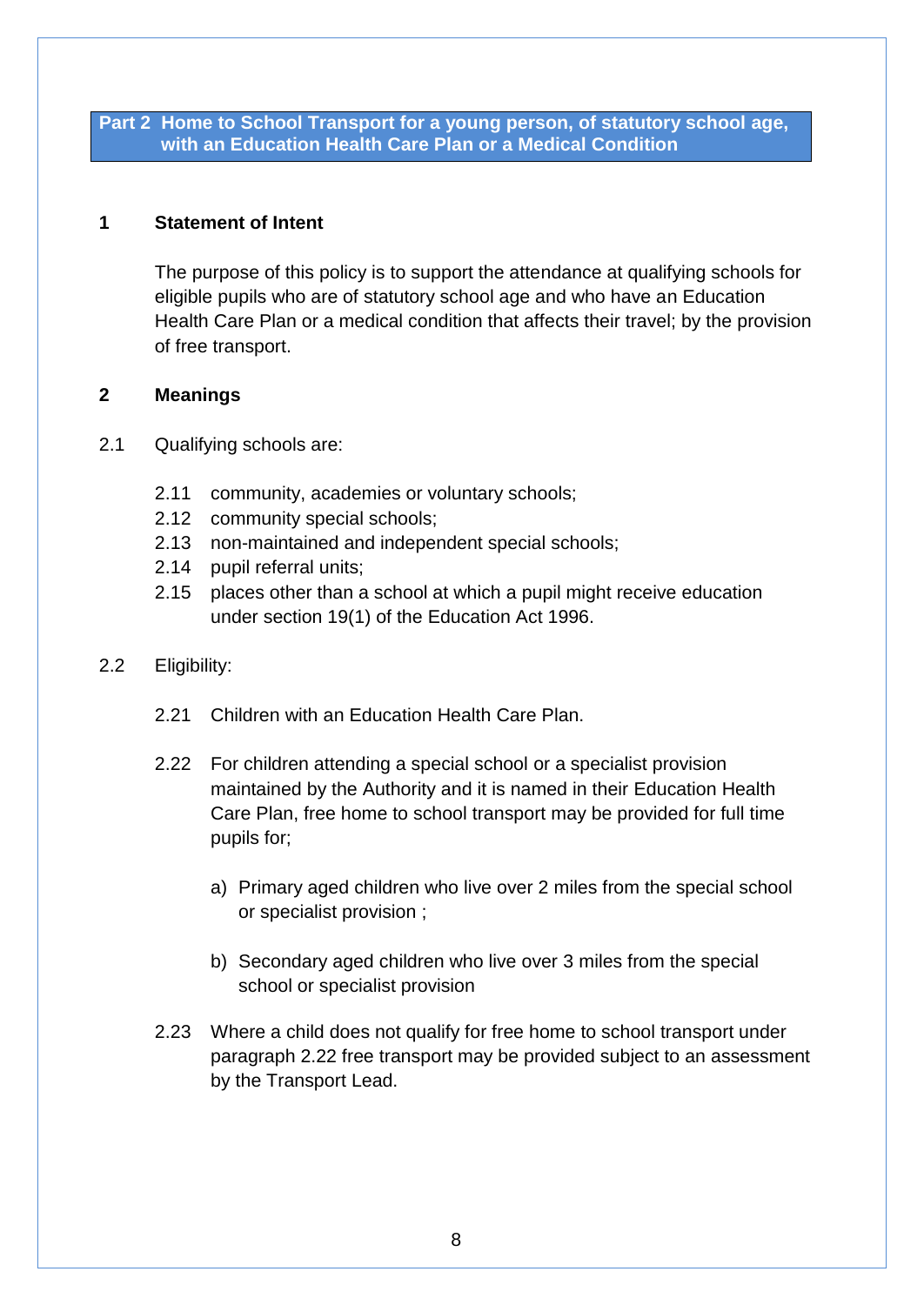## Part 2 Home to School Transport for a young person, of statutory school age, with an Education Health Care Plan or a Medical Condition

### 1 Statement of Intent

The purpose of this policy is to support the attendance at qualifying schools for eligible pupils who are of statutory school age and who have an Education Health Care Plan or a medical condition that affects their travel; by the provision of free transport.

### 2 Meanings

2.1 Qualifying schools are:

- 2.11 community, academies or voluntary schools;
- 2.12 community special schools;
- 2.13 non-maintained and independent special schools;
- 2.14 pupil referral units;
- 2.15 places other than a school at which a pupil might receive education under section 19(1) of the Education Act 1996.

2.2 Eligibility:

2.21 Children with an Education Health Care Plan.

2.22 For children attending a special school or a specialist provision maintained by the Authority and it is named in their Education Health Care Plan, free home to school transport may be provided for full time pupils for;

a) Primary aged children who live over 2 miles from the special school or specialist provision ;

b) Secondary aged children who live over 3 miles from the special school or specialist provision

2.23 Where a child does not qualify for free home to school transport under paragraph 2.22 free transport may be provided subject to an assessment by the Transport Lead.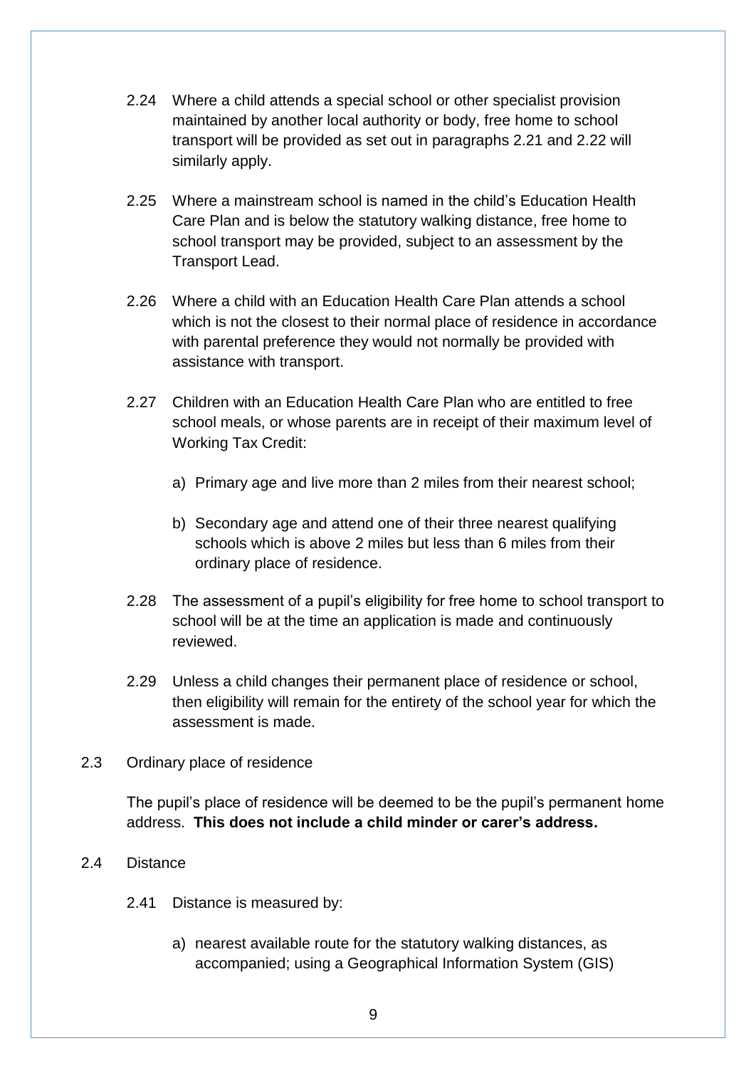2.24 Where a child attends a special school or other specialist provision maintained by another local authority or body, free home to school transport will be provided as set out in paragraphs 2.21 and 2.22 will similarly apply.

2.25 Where a mainstream school is named in the child's Education Health Care Plan and is below the statutory walking distance, free home to school transport may be provided, subject to an assessment by the Transport Lead.

2.26 Where a child with an Education Health Care Plan attends a school which is not the closest to their normal place of residence in accordance with parental preference they would not normally be provided with assistance with transport.

2.27 Children with an Education Health Care Plan who are entitled to free school meals, or whose parents are in receipt of their maximum level of Working Tax Credit:

a) Primary age and live more than 2 miles from their nearest school;

b) Secondary age and attend one of their three nearest qualifying schools which is above 2 miles but less than 6 miles from their ordinary place of residence.

2.28 The assessment of a pupil's eligibility for free home to school transport to school will be at the time an application is made and continuously reviewed.

2.29 Unless a child changes their permanent place of residence or school, then eligibility will remain for the entirety of the school year for which the assessment is made.

2.3 Ordinary place of residence

The pupil's place of residence will be deemed to be the pupil's permanent home address. **This does not include a child minder or carer's address.**

2.4 Distance

2.41 Distance is measured by:

a) nearest available route for the statutory walking distances, as accompanied; using a Geographical Information System (GIS)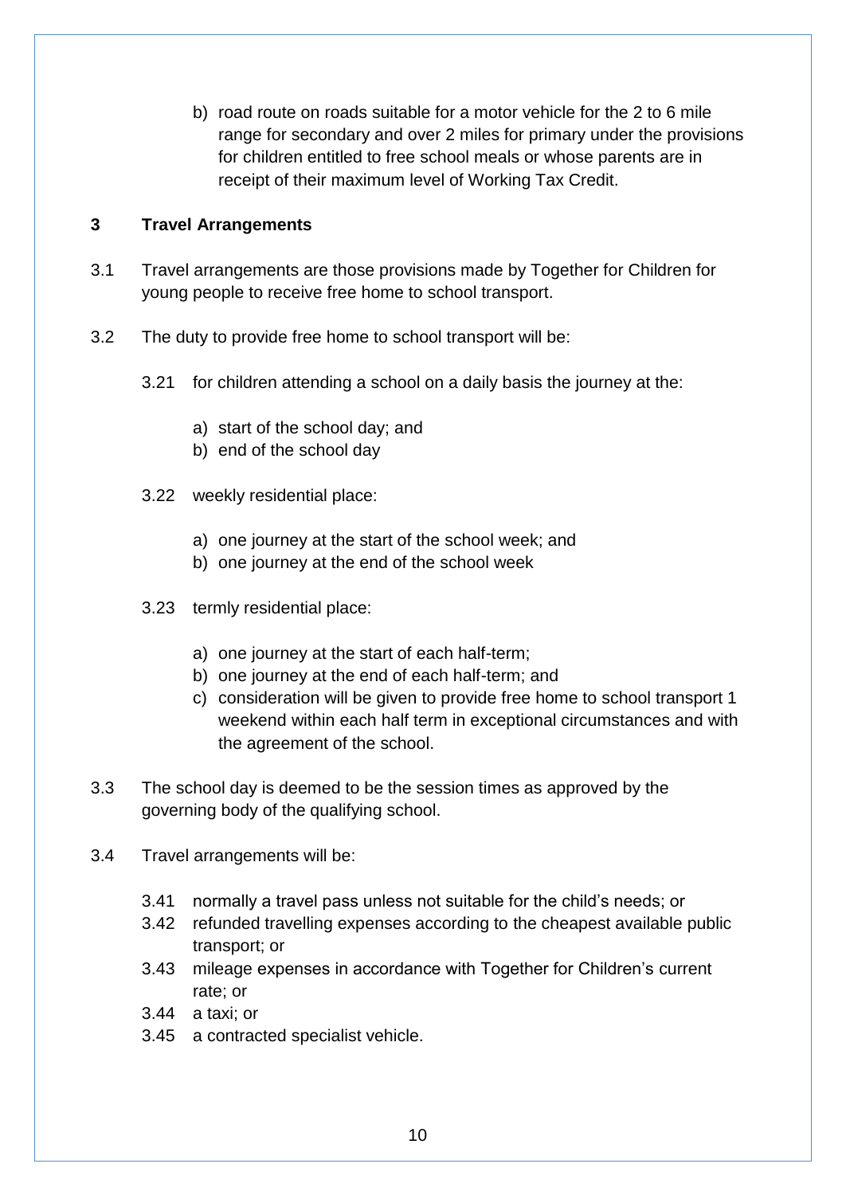b) road route on roads suitable for a motor vehicle for the 2 to 6 mile range for secondary and over 2 miles for primary under the provisions for children entitled to free school meals or whose parents are in receipt of their maximum level of Working Tax Credit.

## 3 Travel Arrangements

3.1 Travel arrangements are those provisions made by Together for Children for young people to receive free home to school transport.

3.2 The duty to provide free home to school transport will be:

3.21 for children attending a school on a daily basis the journey at the:

a) start of the school day; and
b) end of the school day

3.22 weekly residential place:

a) one journey at the start of the school week; and
b) one journey at the end of the school week

3.23 termly residential place:

a) one journey at the start of each half-term;
b) one journey at the end of each half-term; and
c) consideration will be given to provide free home to school transport 1 weekend within each half term in exceptional circumstances and with the agreement of the school.

3.3 The school day is deemed to be the session times as approved by the governing body of the qualifying school.

3.4 Travel arrangements will be:

3.41 normally a travel pass unless not suitable for the child's needs; or
3.42 refunded travelling expenses according to the cheapest available public transport; or
3.43 mileage expenses in accordance with Together for Children's current rate; or
3.44 a taxi; or
3.45 a contracted specialist vehicle.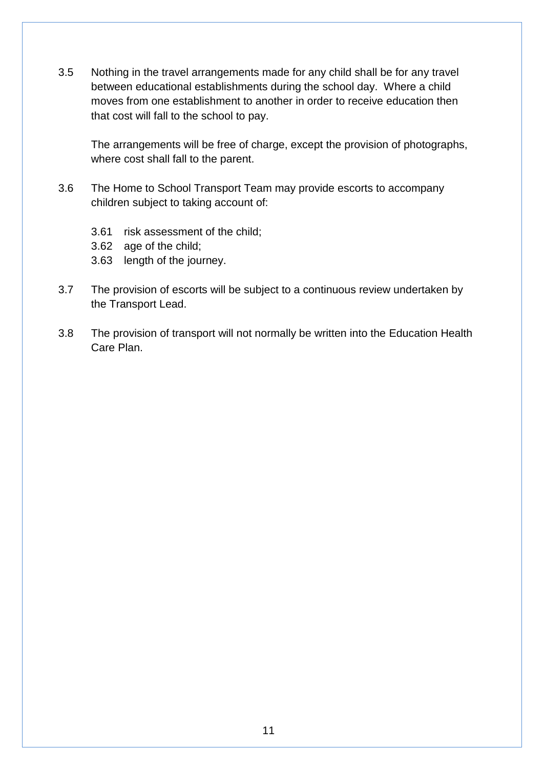3.5 Nothing in the travel arrangements made for any child shall be for any travel between educational establishments during the school day. Where a child moves from one establishment to another in order to receive education then that cost will fall to the school to pay.

The arrangements will be free of charge, except the provision of photographs, where cost shall fall to the parent.

3.6 The Home to School Transport Team may provide escorts to accompany children subject to taking account of:

3.61 risk assessment of the child;
3.62 age of the child;
3.63 length of the journey.

3.7 The provision of escorts will be subject to a continuous review undertaken by the Transport Lead.

3.8 The provision of transport will not normally be written into the Education Health Care Plan.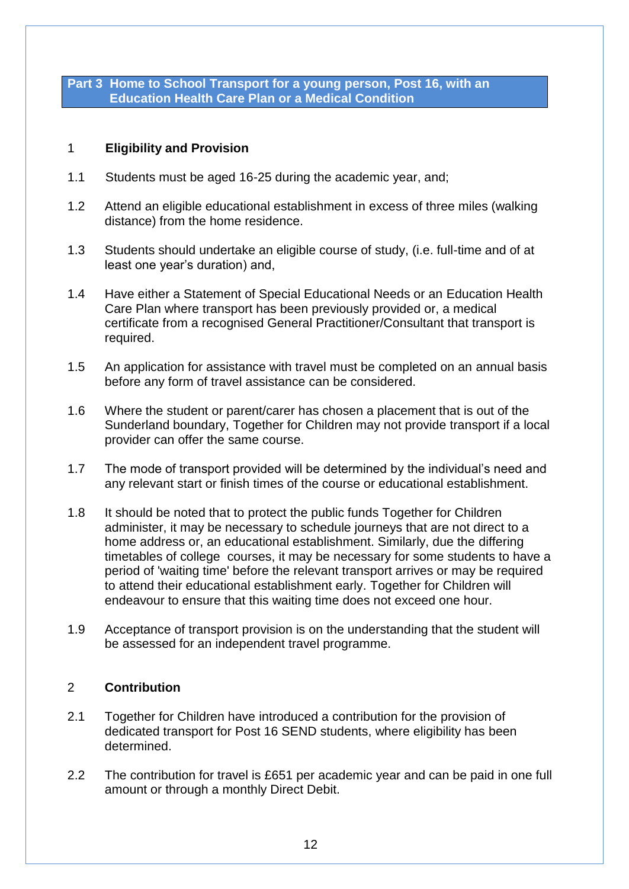## Part 3 Home to School Transport for a young person, Post 16, with an Education Health Care Plan or a Medical Condition

### 1 Eligibility and Provision

1.1 Students must be aged 16-25 during the academic year, and;

1.2 Attend an eligible educational establishment in excess of three miles (walking distance) from the home residence.

1.3 Students should undertake an eligible course of study, (i.e. full-time and of at least one year's duration) and,

1.4 Have either a Statement of Special Educational Needs or an Education Health Care Plan where transport has been previously provided or, a medical certificate from a recognised General Practitioner/Consultant that transport is required.

1.5 An application for assistance with travel must be completed on an annual basis before any form of travel assistance can be considered.

1.6 Where the student or parent/carer has chosen a placement that is out of the Sunderland boundary, Together for Children may not provide transport if a local provider can offer the same course.

1.7 The mode of transport provided will be determined by the individual's need and any relevant start or finish times of the course or educational establishment.

1.8 It should be noted that to protect the public funds Together for Children administer, it may be necessary to schedule journeys that are not direct to a home address or, an educational establishment. Similarly, due the differing timetables of college courses, it may be necessary for some students to have a period of 'waiting time' before the relevant transport arrives or may be required to attend their educational establishment early. Together for Children will endeavour to ensure that this waiting time does not exceed one hour.

1.9 Acceptance of transport provision is on the understanding that the student will be assessed for an independent travel programme.

### 2 Contribution

2.1 Together for Children have introduced a contribution for the provision of dedicated transport for Post 16 SEND students, where eligibility has been determined.

2.2 The contribution for travel is £651 per academic year and can be paid in one full amount or through a monthly Direct Debit.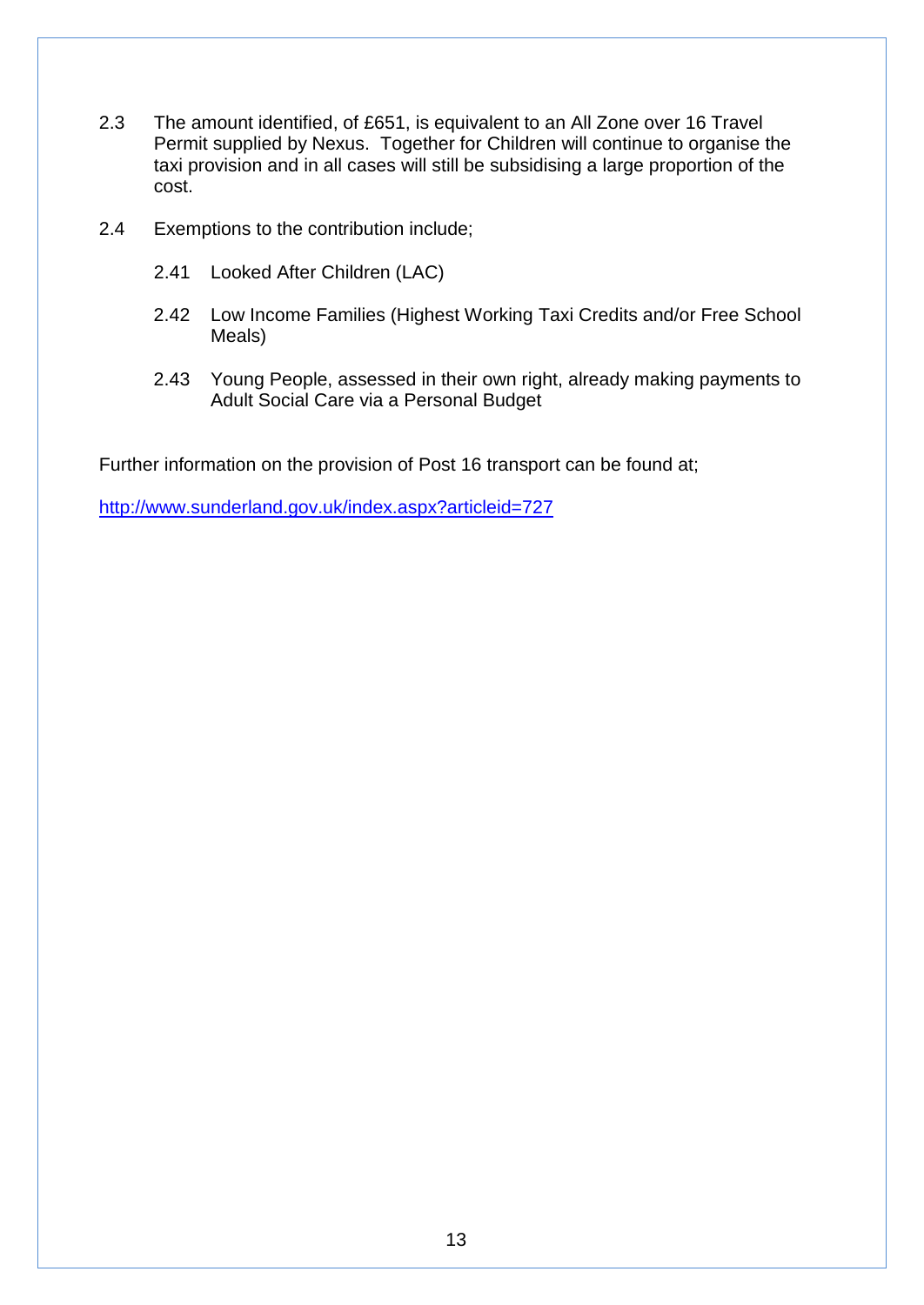2.3 The amount identified, of £651, is equivalent to an All Zone over 16 Travel Permit supplied by Nexus. Together for Children will continue to organise the taxi provision and in all cases will still be subsidising a large proportion of the cost.

2.4 Exemptions to the contribution include;

 2.41 Looked After Children (LAC)

 2.42 Low Income Families (Highest Working Taxi Credits and/or Free School Meals)

 2.43 Young People, assessed in their own right, already making payments to Adult Social Care via a Personal Budget

Further information on the provision of Post 16 transport can be found at;

http://www.sunderland.gov.uk/index.aspx?articleid=727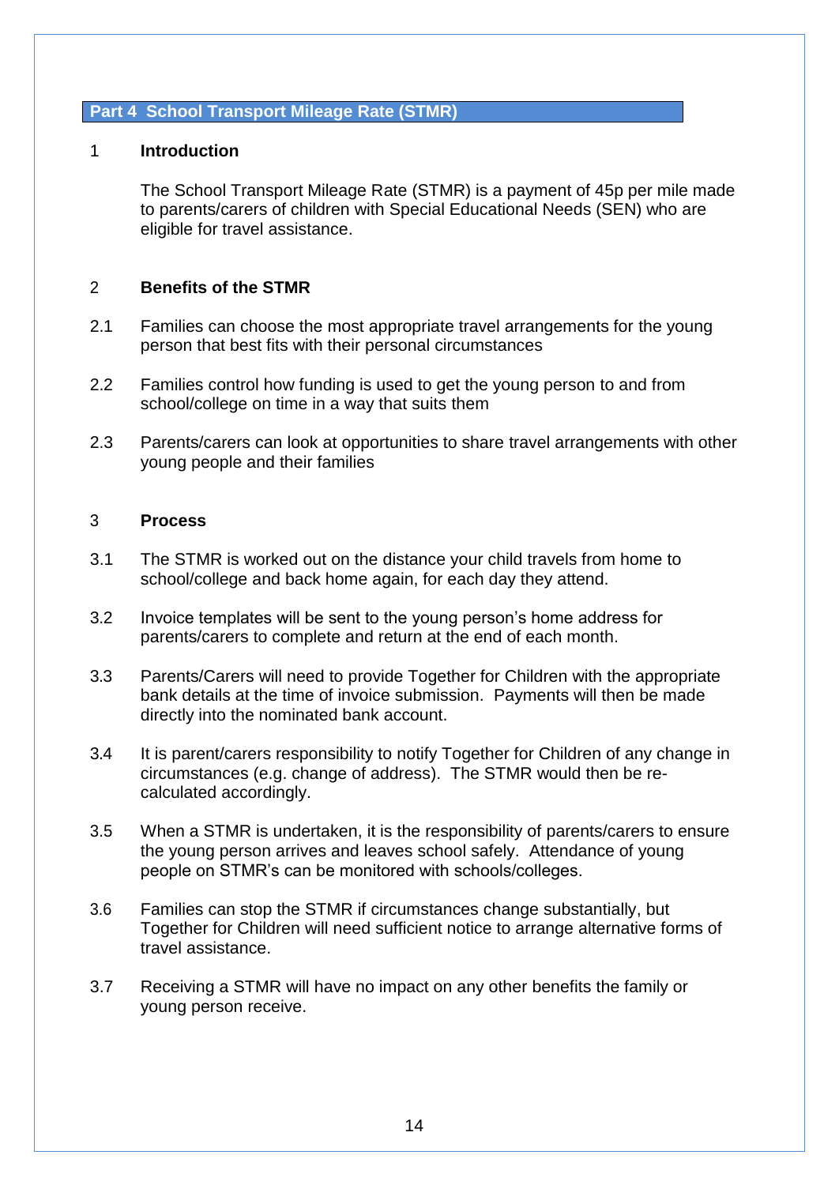## Part 4 School Transport Mileage Rate (STMR)

### 1 Introduction

The School Transport Mileage Rate (STMR) is a payment of 45p per mile made to parents/carers of children with Special Educational Needs (SEN) who are eligible for travel assistance.

### 2 Benefits of the STMR

2.1 Families can choose the most appropriate travel arrangements for the young person that best fits with their personal circumstances

2.2 Families control how funding is used to get the young person to and from school/college on time in a way that suits them

2.3 Parents/carers can look at opportunities to share travel arrangements with other young people and their families

### 3 Process

3.1 The STMR is worked out on the distance your child travels from home to school/college and back home again, for each day they attend.

3.2 Invoice templates will be sent to the young person's home address for parents/carers to complete and return at the end of each month.

3.3 Parents/Carers will need to provide Together for Children with the appropriate bank details at the time of invoice submission. Payments will then be made directly into the nominated bank account.

3.4 It is parent/carers responsibility to notify Together for Children of any change in circumstances (e.g. change of address). The STMR would then be re-calculated accordingly.

3.5 When a STMR is undertaken, it is the responsibility of parents/carers to ensure the young person arrives and leaves school safely. Attendance of young people on STMR's can be monitored with schools/colleges.

3.6 Families can stop the STMR if circumstances change substantially, but Together for Children will need sufficient notice to arrange alternative forms of travel assistance.

3.7 Receiving a STMR will have no impact on any other benefits the family or young person receive.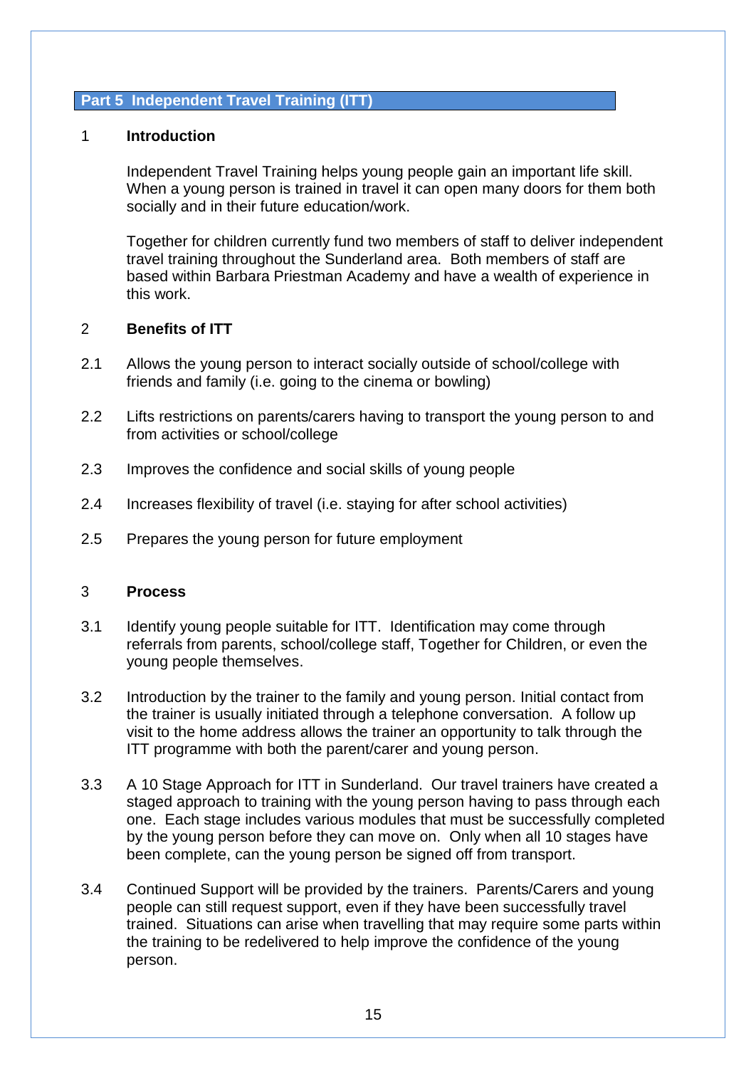## Part 5 Independent Travel Training (ITT)

### 1 Introduction

Independent Travel Training helps young people gain an important life skill. When a young person is trained in travel it can open many doors for them both socially and in their future education/work.

Together for children currently fund two members of staff to deliver independent travel training throughout the Sunderland area. Both members of staff are based within Barbara Priestman Academy and have a wealth of experience in this work.

### 2 Benefits of ITT

2.1 Allows the young person to interact socially outside of school/college with friends and family (i.e. going to the cinema or bowling)

2.2 Lifts restrictions on parents/carers having to transport the young person to and from activities or school/college

2.3 Improves the confidence and social skills of young people

2.4 Increases flexibility of travel (i.e. staying for after school activities)

2.5 Prepares the young person for future employment

### 3 Process

3.1 Identify young people suitable for ITT. Identification may come through referrals from parents, school/college staff, Together for Children, or even the young people themselves.

3.2 Introduction by the trainer to the family and young person. Initial contact from the trainer is usually initiated through a telephone conversation. A follow up visit to the home address allows the trainer an opportunity to talk through the ITT programme with both the parent/carer and young person.

3.3 A 10 Stage Approach for ITT in Sunderland. Our travel trainers have created a staged approach to training with the young person having to pass through each one. Each stage includes various modules that must be successfully completed by the young person before they can move on. Only when all 10 stages have been complete, can the young person be signed off from transport.

3.4 Continued Support will be provided by the trainers. Parents/Carers and young people can still request support, even if they have been successfully travel trained. Situations can arise when travelling that may require some parts within the training to be redelivered to help improve the confidence of the young person.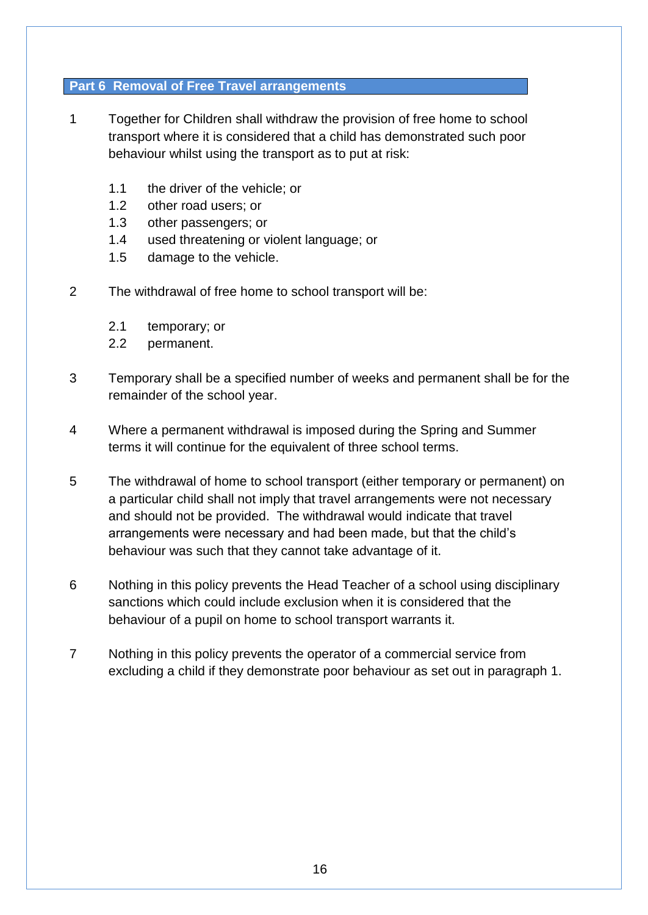## Part 6 Removal of Free Travel arrangements

1 Together for Children shall withdraw the provision of free home to school transport where it is considered that a child has demonstrated such poor behaviour whilst using the transport as to put at risk:

   1.1 the driver of the vehicle; or
   1.2 other road users; or
   1.3 other passengers; or
   1.4 used threatening or violent language; or
   1.5 damage to the vehicle.

2 The withdrawal of free home to school transport will be:

   2.1 temporary; or
   2.2 permanent.

3 Temporary shall be a specified number of weeks and permanent shall be for the remainder of the school year.

4 Where a permanent withdrawal is imposed during the Spring and Summer terms it will continue for the equivalent of three school terms.

5 The withdrawal of home to school transport (either temporary or permanent) on a particular child shall not imply that travel arrangements were not necessary and should not be provided. The withdrawal would indicate that travel arrangements were necessary and had been made, but that the child's behaviour was such that they cannot take advantage of it.

6 Nothing in this policy prevents the Head Teacher of a school using disciplinary sanctions which could include exclusion when it is considered that the behaviour of a pupil on home to school transport warrants it.

7 Nothing in this policy prevents the operator of a commercial service from excluding a child if they demonstrate poor behaviour as set out in paragraph 1.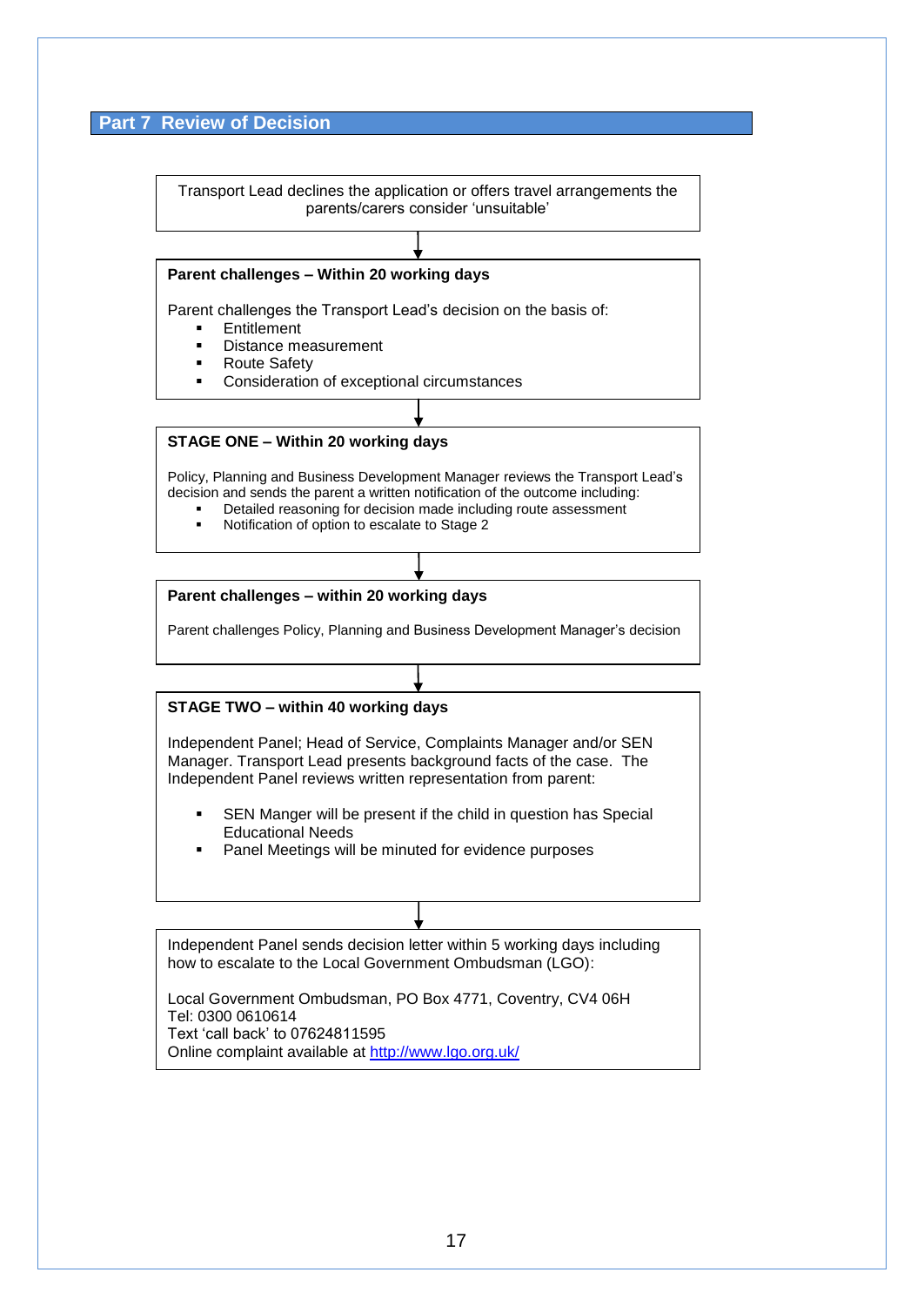## Part 7 Review of Decision

Transport Lead declines the application or offers travel arrangements the parents/carers consider 'unsuitable'

↓

**Parent challenges – Within 20 working days**

Parent challenges the Transport Lead's decision on the basis of:

- Entitlement
- Distance measurement
- Route Safety
- Consideration of exceptional circumstances

↓

**STAGE ONE – Within 20 working days**

Policy, Planning and Business Development Manager reviews the Transport Lead's decision and sends the parent a written notification of the outcome including:

- Detailed reasoning for decision made including route assessment
- Notification of option to escalate to Stage 2

↓

**Parent challenges – within 20 working days**

Parent challenges Policy, Planning and Business Development Manager's decision

↓

**STAGE TWO – within 40 working days**

Independent Panel; Head of Service, Complaints Manager and/or SEN Manager. Transport Lead presents background facts of the case. The Independent Panel reviews written representation from parent:

- SEN Manger will be present if the child in question has Special Educational Needs
- Panel Meetings will be minuted for evidence purposes

↓

Independent Panel sends decision letter within 5 working days including how to escalate to the Local Government Ombudsman (LGO):

Local Government Ombudsman, PO Box 4771, Coventry, CV4 06H
Tel: 0300 0610614
Text 'call back' to 07624811595
Online complaint available at http://www.lgo.org.uk/